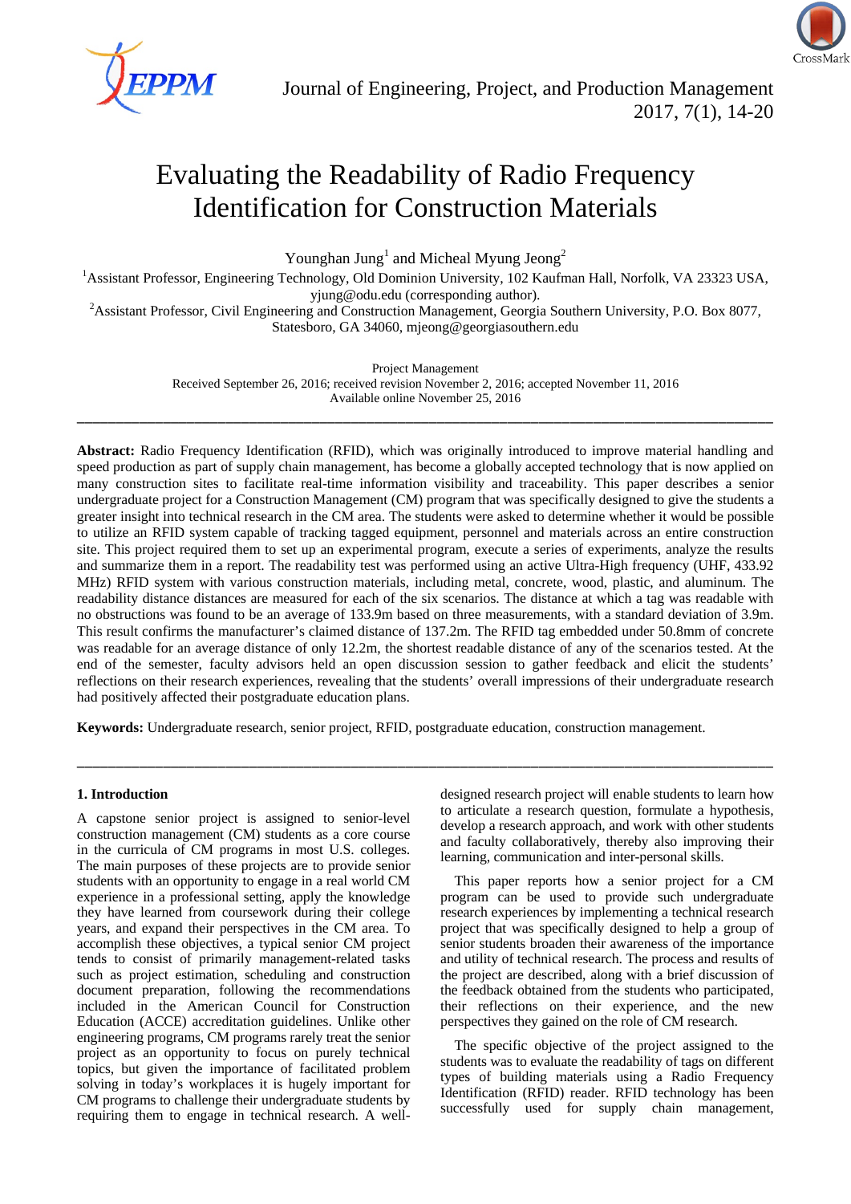# Evaluating the Readability of Radio Frequency Identification for Construction Materials

Younghan Jung[1] and Micheal Myung Jeong[2]

[1]Assistant Professor, Engineering Technology, Old Dominion University, 102 Kaufman Hall, Norfolk, VA 23323 USA, yjung@odu.edu (corresponding author).

[2]Assistant Professor, Civil Engineering and Construction Management, Georgia Southern University, P.O. Box 8077, Statesboro, GA 34060, mjeong@georgiasouthern.edu

Project Management

Received September 26, 2016; received revision November 2, 2016; accepted November 11, 2016

Available online November 25, 2016

---

**Abstract:** Radio Frequency Identification (RFID), which was originally introduced to improve material handling and speed production as part of supply chain management, has become a globally accepted technology that is now applied on many construction sites to facilitate real-time information visibility and traceability. This paper describes a senior undergraduate project for a Construction Management (CM) program that was specifically designed to give the students a greater insight into technical research in the CM area. The students were asked to determine whether it would be possible to utilize an RFID system capable of tracking tagged equipment, personnel and materials across an entire construction site. This project required them to set up an experimental program, execute a series of experiments, analyze the results and summarize them in a report. The readability test was performed using an active Ultra-High frequency (UHF, 433.92 MHz) RFID system with various construction materials, including metal, concrete, wood, plastic, and aluminum. The readability distance distances are measured for each of the six scenarios. The distance at which a tag was readable with no obstructions was found to be an average of 133.9m based on three measurements, with a standard deviation of 3.9m. This result confirms the manufacturer's claimed distance of 137.2m. The RFID tag embedded under 50.8mm of concrete was readable for an average distance of only 12.2m, the shortest readable distance of any of the scenarios tested. At the end of the semester, faculty advisors held an open discussion session to gather feedback and elicit the students' reflections on their research experiences, revealing that the students' overall impressions of their undergraduate research had positively affected their postgraduate education plans.

**Keywords:** Undergraduate research, senior project, RFID, postgraduate education, construction management.

---

## 1. Introduction

A capstone senior project is assigned to senior-level construction management (CM) students as a core course in the curricula of CM programs in most U.S. colleges. The main purposes of these projects are to provide senior students with an opportunity to engage in a real world CM experience in a professional setting, apply the knowledge they have learned from coursework during their college years, and expand their perspectives in the CM area. To accomplish these objectives, a typical senior CM project tends to consist of primarily management-related tasks such as project estimation, scheduling and construction document preparation, following the recommendations included in the American Council for Construction Education (ACCE) accreditation guidelines. Unlike other engineering programs, CM programs rarely treat the senior project as an opportunity to focus on purely technical topics, but given the importance of facilitated problem solving in today's workplaces it is hugely important for CM programs to challenge their undergraduate students by requiring them to engage in technical research. A well-designed research project will enable students to learn how to articulate a research question, formulate a hypothesis, develop a research approach, and work with other students and faculty collaboratively, thereby also improving their learning, communication and inter-personal skills.

This paper reports how a senior project for a CM program can be used to provide such undergraduate research experiences by implementing a technical research project that was specifically designed to help a group of senior students broaden their awareness of the importance and utility of technical research. The process and results of the project are described, along with a brief discussion of the feedback obtained from the students who participated, their reflections on their experience, and the new perspectives they gained on the role of CM research.

The specific objective of the project assigned to the students was to evaluate the readability of tags on different types of building materials using a Radio Frequency Identification (RFID) reader. RFID technology has been successfully used for supply chain management,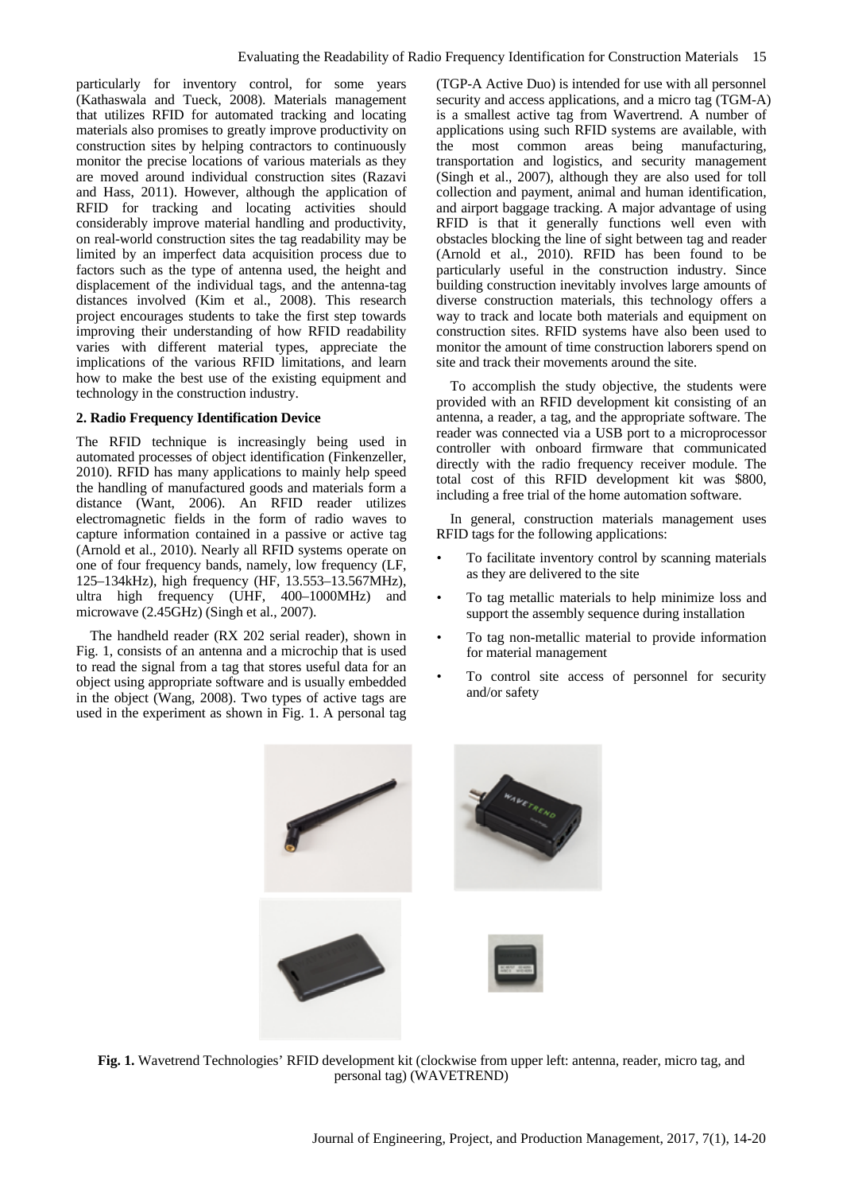particularly for inventory control, for some years (Kathaswala and Tueck, 2008). Materials management that utilizes RFID for automated tracking and locating materials also promises to greatly improve productivity on construction sites by helping contractors to continuously monitor the precise locations of various materials as they are moved around individual construction sites (Razavi and Hass, 2011). However, although the application of RFID for tracking and locating activities should considerably improve material handling and productivity, on real-world construction sites the tag readability may be limited by an imperfect data acquisition process due to factors such as the type of antenna used, the height and displacement of the individual tags, and the antenna-tag distances involved (Kim et al., 2008). This research project encourages students to take the first step towards improving their understanding of how RFID readability varies with different material types, appreciate the implications of the various RFID limitations, and learn how to make the best use of the existing equipment and technology in the construction industry.

## 2. Radio Frequency Identification Device

The RFID technique is increasingly being used in automated processes of object identification (Finkenzeller, 2010). RFID has many applications to mainly help speed the handling of manufactured goods and materials form a distance (Want, 2006). An RFID reader utilizes electromagnetic fields in the form of radio waves to capture information contained in a passive or active tag (Arnold et al., 2010). Nearly all RFID systems operate on one of four frequency bands, namely, low frequency (LF, 125–134kHz), high frequency (HF, 13.553–13.567MHz), ultra high frequency (UHF, 400–1000MHz) and microwave (2.45GHz) (Singh et al., 2007).

The handheld reader (RX 202 serial reader), shown in Fig. 1, consists of an antenna and a microchip that is used to read the signal from a tag that stores useful data for an object using appropriate software and is usually embedded in the object (Wang, 2008). Two types of active tags are used in the experiment as shown in Fig. 1. A personal tag (TGP-A Active Duo) is intended for use with all personnel security and access applications, and a micro tag (TGM-A) is a smallest active tag from Wavertrend. A number of applications using such RFID systems are available, with the most common areas being manufacturing, transportation and logistics, and security management (Singh et al., 2007), although they are also used for toll collection and payment, animal and human identification, and airport baggage tracking. A major advantage of using RFID is that it generally functions well even with obstacles blocking the line of sight between tag and reader (Arnold et al., 2010). RFID has been found to be particularly useful in the construction industry. Since building construction inevitably involves large amounts of diverse construction materials, this technology offers a way to track and locate both materials and equipment on construction sites. RFID systems have also been used to monitor the amount of time construction laborers spend on site and track their movements around the site.

To accomplish the study objective, the students were provided with an RFID development kit consisting of an antenna, a reader, a tag, and the appropriate software. The reader was connected via a USB port to a microprocessor controller with onboard firmware that communicated directly with the radio frequency receiver module. The total cost of this RFID development kit was $800, including a free trial of the home automation software.

In general, construction materials management uses RFID tags for the following applications:

- To facilitate inventory control by scanning materials as they are delivered to the site
- To tag metallic materials to help minimize loss and support the assembly sequence during installation
- To tag non-metallic material to provide information for material management
- To control site access of personnel for security and/or safety

**Fig. 1.** Wavetrend Technologies' RFID development kit (clockwise from upper left: antenna, reader, micro tag, and personal tag) (WAVETREND)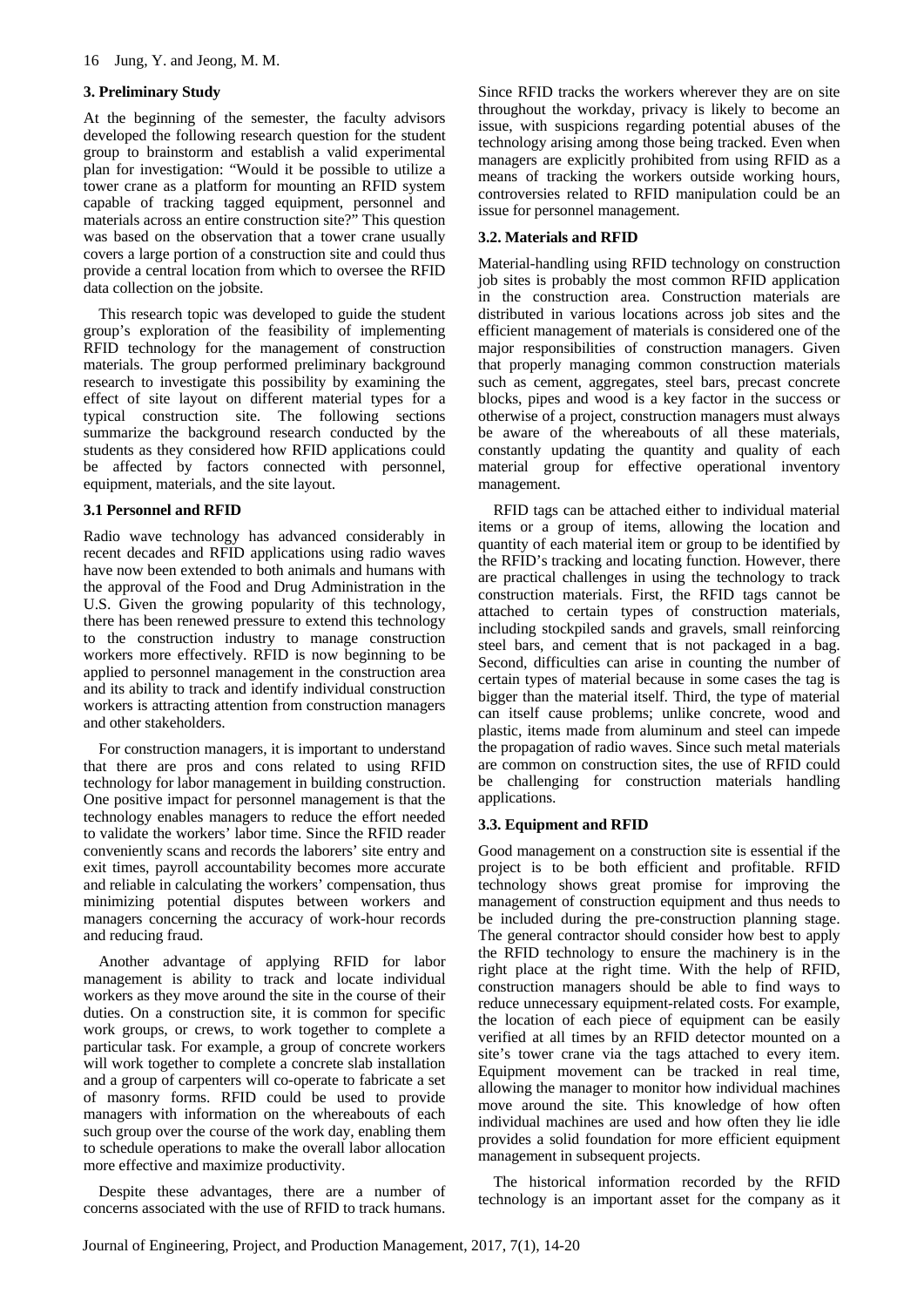### 3. Preliminary Study

At the beginning of the semester, the faculty advisors developed the following research question for the student group to brainstorm and establish a valid experimental plan for investigation: "Would it be possible to utilize a tower crane as a platform for mounting an RFID system capable of tracking tagged equipment, personnel and materials across an entire construction site?" This question was based on the observation that a tower crane usually covers a large portion of a construction site and could thus provide a central location from which to oversee the RFID data collection on the jobsite.

This research topic was developed to guide the student group's exploration of the feasibility of implementing RFID technology for the management of construction materials. The group performed preliminary background research to investigate this possibility by examining the effect of site layout on different material types for a typical construction site. The following sections summarize the background research conducted by the students as they considered how RFID applications could be affected by factors connected with personnel, equipment, materials, and the site layout.

### 3.1 Personnel and RFID

Radio wave technology has advanced considerably in recent decades and RFID applications using radio waves have now been extended to both animals and humans with the approval of the Food and Drug Administration in the U.S. Given the growing popularity of this technology, there has been renewed pressure to extend this technology to the construction industry to manage construction workers more effectively. RFID is now beginning to be applied to personnel management in the construction area and its ability to track and identify individual construction workers is attracting attention from construction managers and other stakeholders.

For construction managers, it is important to understand that there are pros and cons related to using RFID technology for labor management in building construction. One positive impact for personnel management is that the technology enables managers to reduce the effort needed to validate the workers' labor time. Since the RFID reader conveniently scans and records the laborers' site entry and exit times, payroll accountability becomes more accurate and reliable in calculating the workers' compensation, thus minimizing potential disputes between workers and managers concerning the accuracy of work-hour records and reducing fraud.

Another advantage of applying RFID for labor management is ability to track and locate individual workers as they move around the site in the course of their duties. On a construction site, it is common for specific work groups, or crews, to work together to complete a particular task. For example, a group of concrete workers will work together to complete a concrete slab installation and a group of carpenters will co-operate to fabricate a set of masonry forms. RFID could be used to provide managers with information on the whereabouts of each such group over the course of the work day, enabling them to schedule operations to make the overall labor allocation more effective and maximize productivity.

Despite these advantages, there are a number of concerns associated with the use of RFID to track humans. Since RFID tracks the workers wherever they are on site throughout the workday, privacy is likely to become an issue, with suspicions regarding potential abuses of the technology arising among those being tracked. Even when managers are explicitly prohibited from using RFID as a means of tracking the workers outside working hours, controversies related to RFID manipulation could be an issue for personnel management.

### 3.2. Materials and RFID

Material-handling using RFID technology on construction job sites is probably the most common RFID application in the construction area. Construction materials are distributed in various locations across job sites and the efficient management of materials is considered one of the major responsibilities of construction managers. Given that properly managing common construction materials such as cement, aggregates, steel bars, precast concrete blocks, pipes and wood is a key factor in the success or otherwise of a project, construction managers must always be aware of the whereabouts of all these materials, constantly updating the quantity and quality of each material group for effective operational inventory management.

RFID tags can be attached either to individual material items or a group of items, allowing the location and quantity of each material item or group to be identified by the RFID's tracking and locating function. However, there are practical challenges in using the technology to track construction materials. First, the RFID tags cannot be attached to certain types of construction materials, including stockpiled sands and gravels, small reinforcing steel bars, and cement that is not packaged in a bag. Second, difficulties can arise in counting the number of certain types of material because in some cases the tag is bigger than the material itself. Third, the type of material can itself cause problems; unlike concrete, wood and plastic, items made from aluminum and steel can impede the propagation of radio waves. Since such metal materials are common on construction sites, the use of RFID could be challenging for construction materials handling applications.

### 3.3. Equipment and RFID

Good management on a construction site is essential if the project is to be both efficient and profitable. RFID technology shows great promise for improving the management of construction equipment and thus needs to be included during the pre-construction planning stage. The general contractor should consider how best to apply the RFID technology to ensure the machinery is in the right place at the right time. With the help of RFID, construction managers should be able to find ways to reduce unnecessary equipment-related costs. For example, the location of each piece of equipment can be easily verified at all times by an RFID detector mounted on a site's tower crane via the tags attached to every item. Equipment movement can be tracked in real time, allowing the manager to monitor how individual machines move around the site. This knowledge of how often individual machines are used and how often they lie idle provides a solid foundation for more efficient equipment management in subsequent projects.

The historical information recorded by the RFID technology is an important asset for the company as it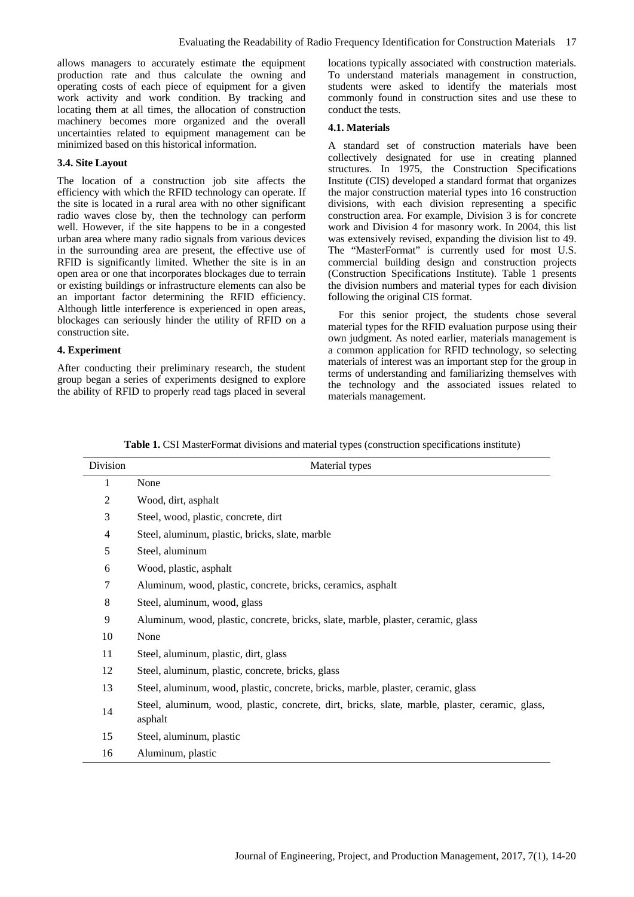allows managers to accurately estimate the equipment production rate and thus calculate the owning and operating costs of each piece of equipment for a given work activity and work condition. By tracking and locating them at all times, the allocation of construction machinery becomes more organized and the overall uncertainties related to equipment management can be minimized based on this historical information.

### 3.4. Site Layout

The location of a construction job site affects the efficiency with which the RFID technology can operate. If the site is located in a rural area with no other significant radio waves close by, then the technology can perform well. However, if the site happens to be in a congested urban area where many radio signals from various devices in the surrounding area are present, the effective use of RFID is significantly limited. Whether the site is in an open area or one that incorporates blockages due to terrain or existing buildings or infrastructure elements can also be an important factor determining the RFID efficiency. Although little interference is experienced in open areas, blockages can seriously hinder the utility of RFID on a construction site.

## 4. Experiment

After conducting their preliminary research, the student group began a series of experiments designed to explore the ability of RFID to properly read tags placed in several locations typically associated with construction materials. To understand materials management in construction, students were asked to identify the materials most commonly found in construction sites and use these to conduct the tests.

### 4.1. Materials

A standard set of construction materials have been collectively designated for use in creating planned structures. In 1975, the Construction Specifications Institute (CIS) developed a standard format that organizes the major construction material types into 16 construction divisions, with each division representing a specific construction area. For example, Division 3 is for concrete work and Division 4 for masonry work. In 2004, this list was extensively revised, expanding the division list to 49. The "MasterFormat" is currently used for most U.S. commercial building design and construction projects (Construction Specifications Institute). Table 1 presents the division numbers and material types for each division following the original CIS format.

For this senior project, the students chose several material types for the RFID evaluation purpose using their own judgment. As noted earlier, materials management is a common application for RFID technology, so selecting materials of interest was an important step for the group in terms of understanding and familiarizing themselves with the technology and the associated issues related to materials management.

**Table 1.** CSI MasterFormat divisions and material types (construction specifications institute)

| Division | Material types |
|---|---|
| 1 | None |
| 2 | Wood, dirt, asphalt |
| 3 | Steel, wood, plastic, concrete, dirt |
| 4 | Steel, aluminum, plastic, bricks, slate, marble |
| 5 | Steel, aluminum |
| 6 | Wood, plastic, asphalt |
| 7 | Aluminum, wood, plastic, concrete, bricks, ceramics, asphalt |
| 8 | Steel, aluminum, wood, glass |
| 9 | Aluminum, wood, plastic, concrete, bricks, slate, marble, plaster, ceramic, glass |
| 10 | None |
| 11 | Steel, aluminum, plastic, dirt, glass |
| 12 | Steel, aluminum, plastic, concrete, bricks, glass |
| 13 | Steel, aluminum, wood, plastic, concrete, bricks, marble, plaster, ceramic, glass |
| 14 | Steel, aluminum, wood, plastic, concrete, dirt, bricks, slate, marble, plaster, ceramic, glass, asphalt |
| 15 | Steel, aluminum, plastic |
| 16 | Aluminum, plastic |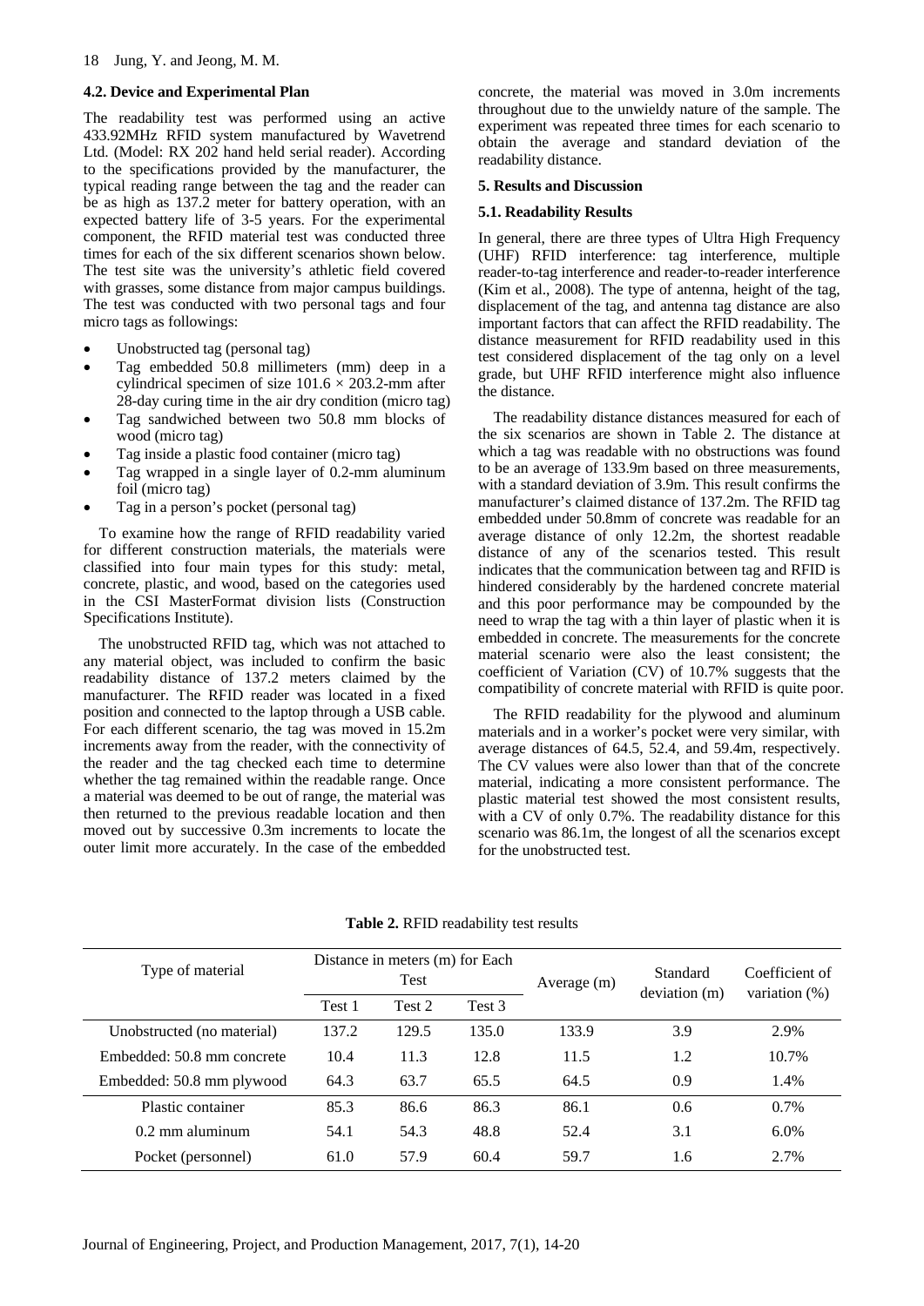### 4.2. Device and Experimental Plan

The readability test was performed using an active 433.92MHz RFID system manufactured by Wavetrend Ltd. (Model: RX 202 hand held serial reader). According to the specifications provided by the manufacturer, the typical reading range between the tag and the reader can be as high as 137.2 meter for battery operation, with an expected battery life of 3-5 years. For the experimental component, the RFID material test was conducted three times for each of the six different scenarios shown below. The test site was the university's athletic field covered with grasses, some distance from major campus buildings. The test was conducted with two personal tags and four micro tags as followings:

- Unobstructed tag (personal tag)
- Tag embedded 50.8 millimeters (mm) deep in a cylindrical specimen of size 101.6 × 203.2-mm after 28-day curing time in the air dry condition (micro tag)
- Tag sandwiched between two 50.8 mm blocks of wood (micro tag)
- Tag inside a plastic food container (micro tag)
- Tag wrapped in a single layer of 0.2-mm aluminum foil (micro tag)
- Tag in a person's pocket (personal tag)

To examine how the range of RFID readability varied for different construction materials, the materials were classified into four main types for this study: metal, concrete, plastic, and wood, based on the categories used in the CSI MasterFormat division lists (Construction Specifications Institute).

The unobstructed RFID tag, which was not attached to any material object, was included to confirm the basic readability distance of 137.2 meters claimed by the manufacturer. The RFID reader was located in a fixed position and connected to the laptop through a USB cable. For each different scenario, the tag was moved in 15.2m increments away from the reader, with the connectivity of the reader and the tag checked each time to determine whether the tag remained within the readable range. Once a material was deemed to be out of range, the material was then returned to the previous readable location and then moved out by successive 0.3m increments to locate the outer limit more accurately. In the case of the embedded concrete, the material was moved in 3.0m increments throughout due to the unwieldy nature of the sample. The experiment was repeated three times for each scenario to obtain the average and standard deviation of the readability distance.

## 5. Results and Discussion

### 5.1. Readability Results

In general, there are three types of Ultra High Frequency (UHF) RFID interference: tag interference, multiple reader-to-tag interference and reader-to-reader interference (Kim et al., 2008). The type of antenna, height of the tag, displacement of the tag, and antenna tag distance are also important factors that can affect the RFID readability. The distance measurement for RFID readability used in this test considered displacement of the tag only on a level grade, but UHF RFID interference might also influence the distance.

The readability distance distances measured for each of the six scenarios are shown in Table 2. The distance at which a tag was readable with no obstructions was found to be an average of 133.9m based on three measurements, with a standard deviation of 3.9m. This result confirms the manufacturer's claimed distance of 137.2m. The RFID tag embedded under 50.8mm of concrete was readable for an average distance of only 12.2m, the shortest readable distance of any of the scenarios tested. This result indicates that the communication between tag and RFID is hindered considerably by the hardened concrete material and this poor performance may be compounded by the need to wrap the tag with a thin layer of plastic when it is embedded in concrete. The measurements for the concrete material scenario were also the least consistent; the coefficient of Variation (CV) of 10.7% suggests that the compatibility of concrete material with RFID is quite poor.

The RFID readability for the plywood and aluminum materials and in a worker's pocket were very similar, with average distances of 64.5, 52.4, and 59.4m, respectively. The CV values were also lower than that of the concrete material, indicating a more consistent performance. The plastic material test showed the most consistent results, with a CV of only 0.7%. The readability distance for this scenario was 86.1m, the longest of all the scenarios except for the unobstructed test.

**Table 2.** RFID readability test results

| Type of material | Distance in meters (m) for Each Test | | | Average (m) | Standard deviation (m) | Coefficient of variation (%) |
|---|---|---|---|---|---|---|
| | Test 1 | Test 2 | Test 3 | | | |
| Unobstructed (no material) | 137.2 | 129.5 | 135.0 | 133.9 | 3.9 | 2.9% |
| Embedded: 50.8 mm concrete | 10.4 | 11.3 | 12.8 | 11.5 | 1.2 | 10.7% |
| Embedded: 50.8 mm plywood | 64.3 | 63.7 | 65.5 | 64.5 | 0.9 | 1.4% |
| Plastic container | 85.3 | 86.6 | 86.3 | 86.1 | 0.6 | 0.7% |
| 0.2 mm aluminum | 54.1 | 54.3 | 48.8 | 52.4 | 3.1 | 6.0% |
| Pocket (personnel) | 61.0 | 57.9 | 60.4 | 59.7 | 1.6 | 2.7% |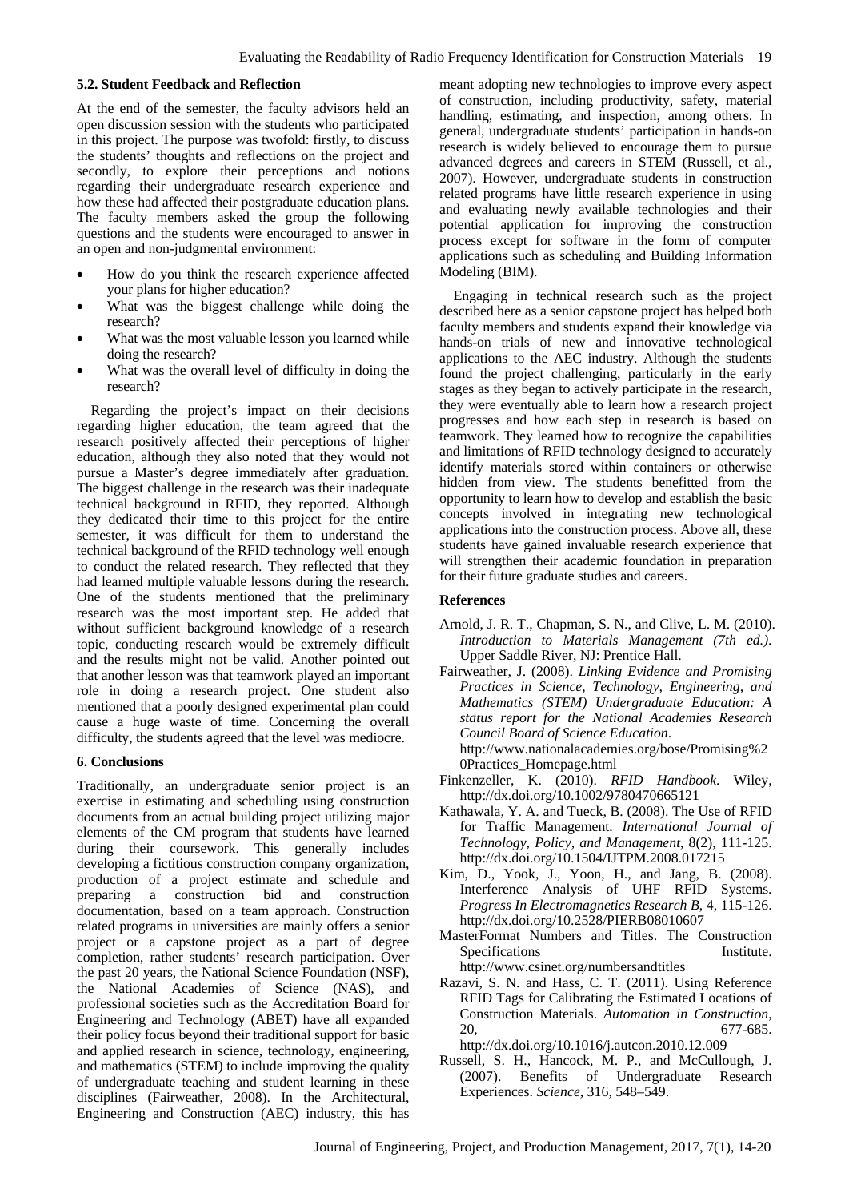### 5.2. Student Feedback and Reflection

At the end of the semester, the faculty advisors held an open discussion session with the students who participated in this project. The purpose was twofold: firstly, to discuss the students' thoughts and reflections on the project and secondly, to explore their perceptions and notions regarding their undergraduate research experience and how these had affected their postgraduate education plans. The faculty members asked the group the following questions and the students were encouraged to answer in an open and non-judgmental environment:

- How do you think the research experience affected your plans for higher education?
- What was the biggest challenge while doing the research?
- What was the most valuable lesson you learned while doing the research?
- What was the overall level of difficulty in doing the research?

Regarding the project's impact on their decisions regarding higher education, the team agreed that the research positively affected their perceptions of higher education, although they also noted that they would not pursue a Master's degree immediately after graduation. The biggest challenge in the research was their inadequate technical background in RFID, they reported. Although they dedicated their time to this project for the entire semester, it was difficult for them to understand the technical background of the RFID technology well enough to conduct the related research. They reflected that they had learned multiple valuable lessons during the research. One of the students mentioned that the preliminary research was the most important step. He added that without sufficient background knowledge of a research topic, conducting research would be extremely difficult and the results might not be valid. Another pointed out that another lesson was that teamwork played an important role in doing a research project. One student also mentioned that a poorly designed experimental plan could cause a huge waste of time. Concerning the overall difficulty, the students agreed that the level was mediocre.

## 6. Conclusions

Traditionally, an undergraduate senior project is an exercise in estimating and scheduling using construction documents from an actual building project utilizing major elements of the CM program that students have learned during their coursework. This generally includes developing a fictitious construction company organization, production of a project estimate and schedule and preparing a construction bid and construction documentation, based on a team approach. Construction related programs in universities are mainly offers a senior project or a capstone project as a part of degree completion, rather students' research participation. Over the past 20 years, the National Science Foundation (NSF), the National Academies of Science (NAS), and professional societies such as the Accreditation Board for Engineering and Technology (ABET) have all expanded their policy focus beyond their traditional support for basic and applied research in science, technology, engineering, and mathematics (STEM) to include improving the quality of undergraduate teaching and student learning in these disciplines (Fairweather, 2008). In the Architectural, Engineering and Construction (AEC) industry, this has meant adopting new technologies to improve every aspect of construction, including productivity, safety, material handling, estimating, and inspection, among others. In general, undergraduate students' participation in hands-on research is widely believed to encourage them to pursue advanced degrees and careers in STEM (Russell, et al., 2007). However, undergraduate students in construction related programs have little research experience in using and evaluating newly available technologies and their potential application for improving the construction process except for software in the form of computer applications such as scheduling and Building Information Modeling (BIM).

Engaging in technical research such as the project described here as a senior capstone project has helped both faculty members and students expand their knowledge via hands-on trials of new and innovative technological applications to the AEC industry. Although the students found the project challenging, particularly in the early stages as they began to actively participate in the research, they were eventually able to learn how a research project progresses and how each step in research is based on teamwork. They learned how to recognize the capabilities and limitations of RFID technology designed to accurately identify materials stored within containers or otherwise hidden from view. The students benefitted from the opportunity to learn how to develop and establish the basic concepts involved in integrating new technological applications into the construction process. Above all, these students have gained invaluable research experience that will strengthen their academic foundation in preparation for their future graduate studies and careers.

## References

Arnold, J. R. T., Chapman, S. N., and Clive, L. M. (2010). *Introduction to Materials Management (7th ed.)*. Upper Saddle River, NJ: Prentice Hall.

Fairweather, J. (2008). *Linking Evidence and Promising Practices in Science, Technology, Engineering, and Mathematics (STEM) Undergraduate Education: A status report for the National Academies Research Council Board of Science Education*. http://www.nationalacademies.org/bose/Promising%20Practices_Homepage.html

Finkenzeller, K. (2010). *RFID Handbook*. Wiley, http://dx.doi.org/10.1002/9780470665121

Kathawala, Y. A. and Tueck, B. (2008). The Use of RFID for Traffic Management. *International Journal of Technology, Policy, and Management*, 8(2), 111-125. http://dx.doi.org/10.1504/IJTPM.2008.017215

Kim, D., Yook, J., Yoon, H., and Jang, B. (2008). Interference Analysis of UHF RFID Systems. *Progress In Electromagnetics Research B*, 4, 115-126. http://dx.doi.org/10.2528/PIERB08010607

MasterFormat Numbers and Titles. The Construction Specifications Institute. http://www.csinet.org/numbersandtitles

Razavi, S. N. and Hass, C. T. (2011). Using Reference RFID Tags for Calibrating the Estimated Locations of Construction Materials. *Automation in Construction*, 20, 677-685. http://dx.doi.org/10.1016/j.autcon.2010.12.009

Russell, S. H., Hancock, M. P., and McCullough, J. (2007). Benefits of Undergraduate Research Experiences. *Science*, 316, 548–549.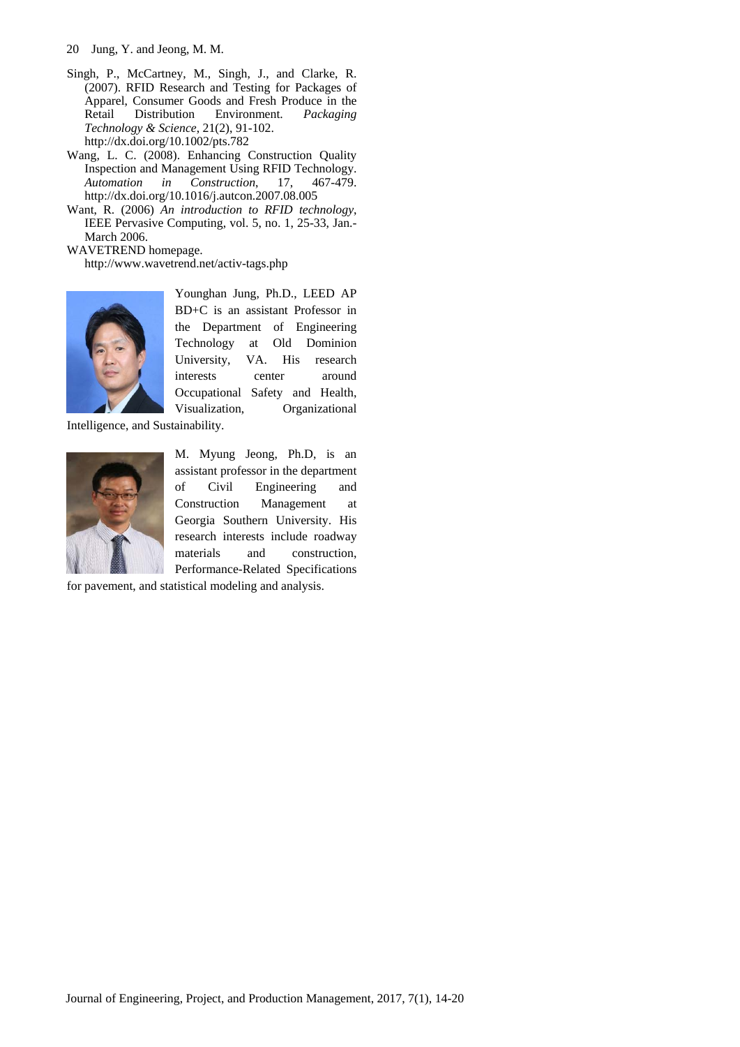Singh, P., McCartney, M., Singh, J., and Clarke, R. (2007). RFID Research and Testing for Packages of Apparel, Consumer Goods and Fresh Produce in the Retail Distribution Environment. *Packaging Technology & Science*, 21(2), 91-102. http://dx.doi.org/10.1002/pts.782

Wang, L. C. (2008). Enhancing Construction Quality Inspection and Management Using RFID Technology. *Automation in Construction*, 17, 467-479. http://dx.doi.org/10.1016/j.autcon.2007.08.005

Want, R. (2006) *An introduction to RFID technology*, IEEE Pervasive Computing, vol. 5, no. 1, 25-33, Jan.-March 2006.

WAVETREND homepage. http://www.wavetrend.net/activ-tags.php

Younghan Jung, Ph.D., LEED AP BD+C is an assistant Professor in the Department of Engineering Technology at Old Dominion University, VA. His research interests center around Occupational Safety and Health, Visualization, Organizational Intelligence, and Sustainability.

M. Myung Jeong, Ph.D, is an assistant professor in the department of Civil Engineering and Construction Management at Georgia Southern University. His research interests include roadway materials and construction, Performance-Related Specifications for pavement, and statistical modeling and analysis.